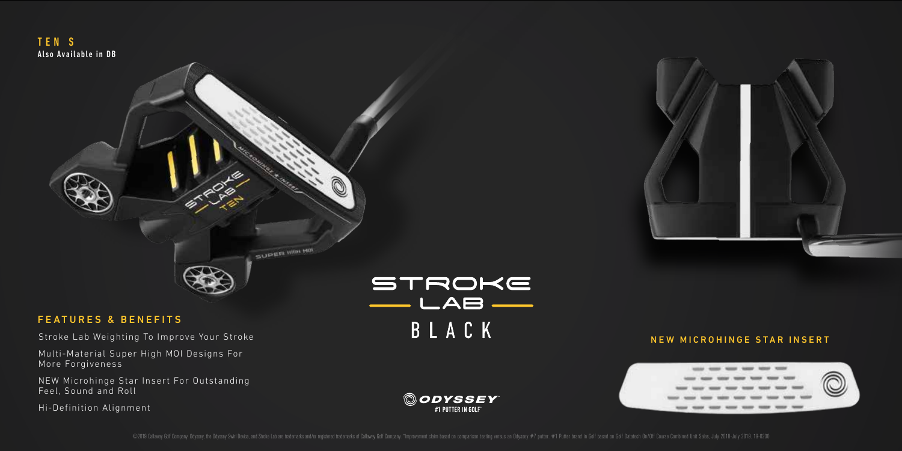**TEN S**
**Also Available in DB**

STROKE
LAB
BLACK

## FEATURES & BENEFITS

Stroke Lab Weighting To Improve Your Stroke

Multi-Material Super High MOI Designs For More Forgiveness

NEW Microhinge Star Insert For Outstanding Feel, Sound and Roll

Hi-Definition Alignment

## NEW MICROHINGE STAR INSERT

ODYSSEY
#1 PUTTER IN GOLF

©2019 Callaway Golf Company. Odyssey, the Odyssey Swirl Device, and Stroke Lab are trademarks and/or registered trademarks of Callaway Golf Company. *Improvement claim based on comparison testing versus an Odyssey #7 putter. #1 Putter brand in Golf based on Golf Datatech On/Off Course Combined Unit Sales, July 2018-July 2019. 19-0230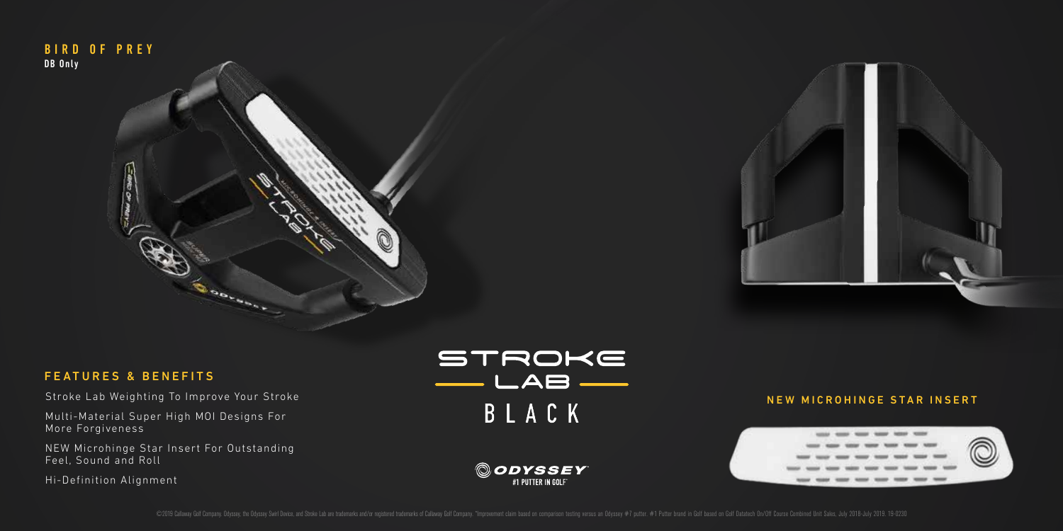## BIRD OF PREY

**DB Only**

# STROKE LAB

# BLACK

ODYSSEY

#1 PUTTER IN GOLF*

### FEATURES & BENEFITS

- Stroke Lab Weighting To Improve Your Stroke
- Multi-Material Super High MOI Designs For More Forgiveness
- NEW Microhinge Star Insert For Outstanding Feel, Sound and Roll
- Hi-Definition Alignment

### NEW MICROHINGE STAR INSERT

©2019 Callaway Golf Company. Odyssey, the Odyssey Swirl Device, and Stroke Lab are trademarks and/or registered trademarks of Callaway Golf Company. *Improvement claim based on comparison testing versus an Odyssey #7 putter. #1 Putter brand in Golf based on Golf Datatech On/Off Course Combined Unit Sales, July 2018-July 2019. 19-0230